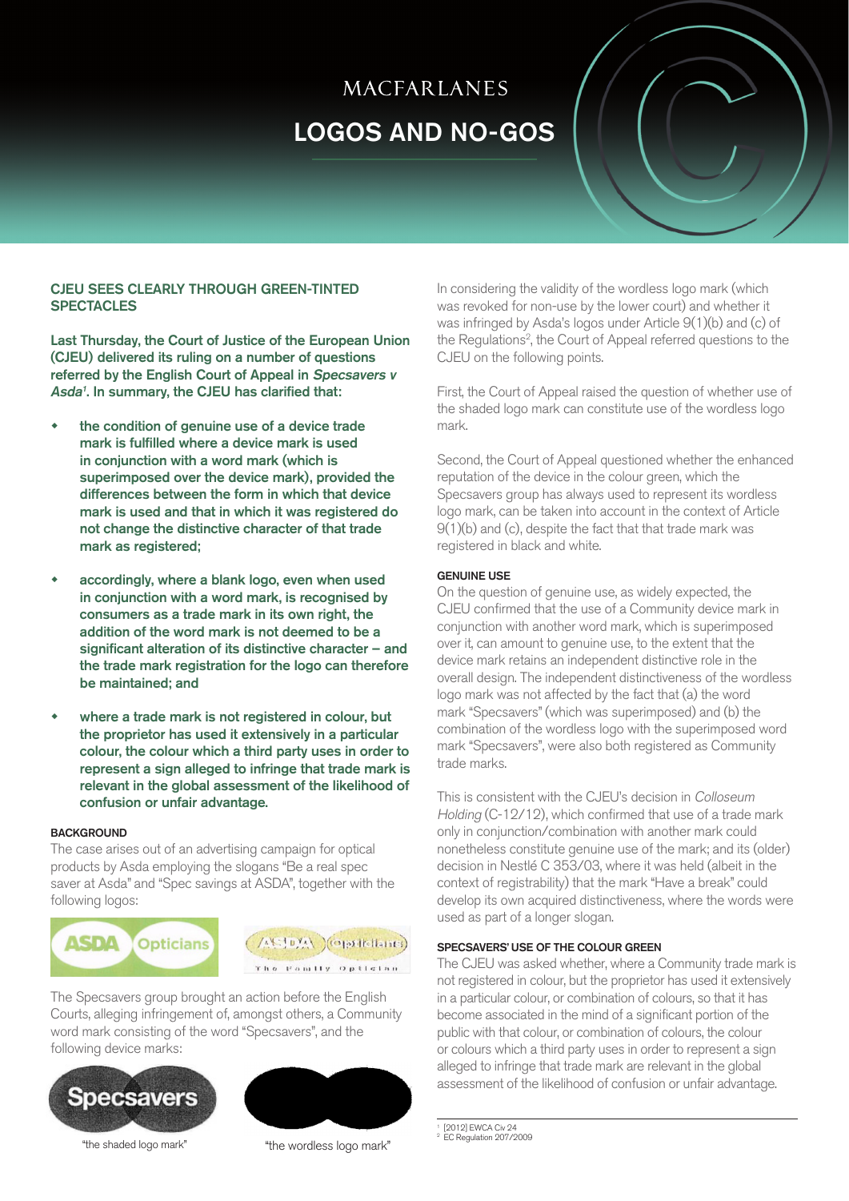MACFARLANES

# LOGOS AND NO-GOS

## CJEU SEES CLEARLY THROUGH GREEN-TINTED SPECTACLES

**Last Thursday, the Court of Justice of the European Union (CJEU) delivered its ruling on a number of questions referred by the English Court of Appeal in *Specsavers v Asda*[1]. In summary, the CJEU has clarified that:**

- **the condition of genuine use of a device trade mark is fulfilled where a device mark is used in conjunction with a word mark (which is superimposed over the device mark), provided the differences between the form in which that device mark is used and that in which it was registered do not change the distinctive character of that trade mark as registered;**
- **accordingly, where a blank logo, even when used in conjunction with a word mark, is recognised by consumers as a trade mark in its own right, the addition of the word mark is not deemed to be a significant alteration of its distinctive character – and the trade mark registration for the logo can therefore be maintained; and**
- **where a trade mark is not registered in colour, but the proprietor has used it extensively in a particular colour, the colour which a third party uses in order to represent a sign alleged to infringe that trade mark is relevant in the global assessment of the likelihood of confusion or unfair advantage.**

### BACKGROUND

The case arises out of an advertising campaign for optical products by Asda employing the slogans "Be a real spec saver at Asda" and "Spec savings at ASDA", together with the following logos:

The Specsavers group brought an action before the English Courts, alleging infringement of, amongst others, a Community word mark consisting of the word "Specsavers", and the following device marks:

"the shaded logo mark"

"the wordless logo mark"

In considering the validity of the wordless logo mark (which was revoked for non-use by the lower court) and whether it was infringed by Asda's logos under Article 9(1)(b) and (c) of the Regulations[2], the Court of Appeal referred questions to the CJEU on the following points.

First, the Court of Appeal raised the question of whether use of the shaded logo mark can constitute use of the wordless logo mark.

Second, the Court of Appeal questioned whether the enhanced reputation of the device in the colour green, which the Specsavers group has always used to represent its wordless logo mark, can be taken into account in the context of Article 9(1)(b) and (c), despite the fact that that trade mark was registered in black and white.

### GENUINE USE

On the question of genuine use, as widely expected, the CJEU confirmed that the use of a Community device mark in conjunction with another word mark, which is superimposed over it, can amount to genuine use, to the extent that the device mark retains an independent distinctive role in the overall design. The independent distinctiveness of the wordless logo mark was not affected by the fact that (a) the word mark "Specsavers" (which was superimposed) and (b) the combination of the wordless logo with the superimposed word mark "Specsavers", were also both registered as Community trade marks.

This is consistent with the CJEU's decision in *Colloseum Holding* (C-12/12), which confirmed that use of a trade mark only in conjunction/combination with another mark could nonetheless constitute genuine use of the mark; and its (older) decision in Nestlé C 353/03, where it was held (albeit in the context of registrability) that the mark "Have a break" could develop its own acquired distinctiveness, where the words were used as part of a longer slogan.

### SPECSAVERS' USE OF THE COLOUR GREEN

The CJEU was asked whether, where a Community trade mark is not registered in colour, but the proprietor has used it extensively in a particular colour, or combination of colours, so that it has become associated in the mind of a significant portion of the public with that colour, or combination of colours, the colour or colours which a third party uses in order to represent a sign alleged to infringe that trade mark are relevant in the global assessment of the likelihood of confusion or unfair advantage.

[1] [2012] EWCA Civ 24
[2] EC Regulation 207/2009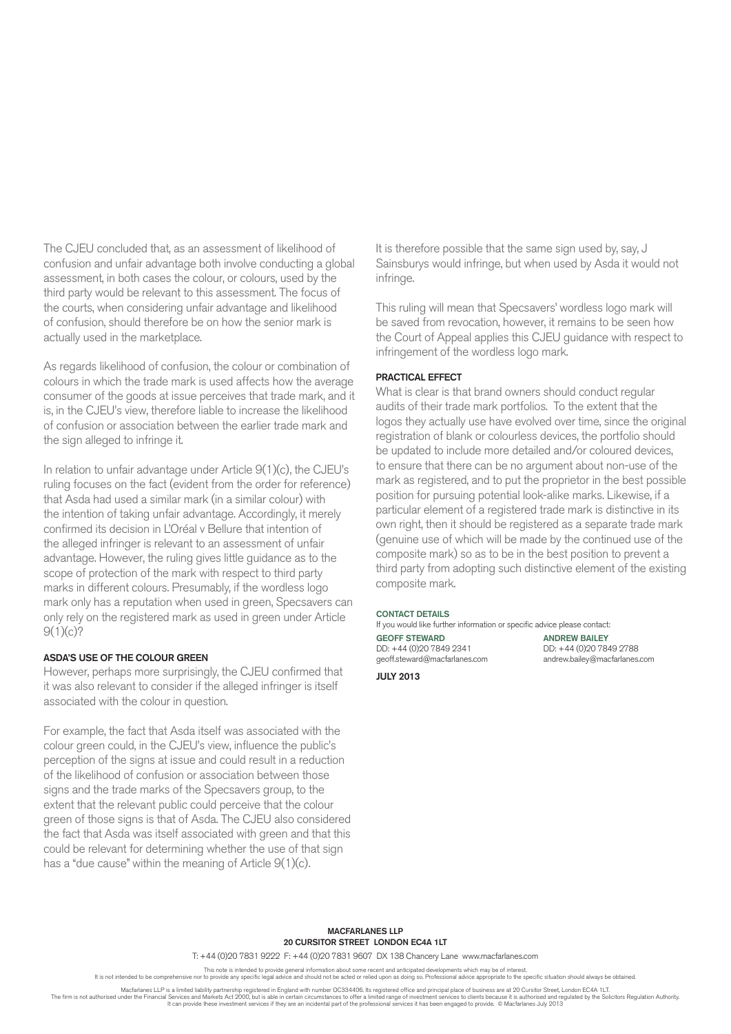The CJEU concluded that, as an assessment of likelihood of confusion and unfair advantage both involve conducting a global assessment, in both cases the colour, or colours, used by the third party would be relevant to this assessment. The focus of the courts, when considering unfair advantage and likelihood of confusion, should therefore be on how the senior mark is actually used in the marketplace.

As regards likelihood of confusion, the colour or combination of colours in which the trade mark is used affects how the average consumer of the goods at issue perceives that trade mark, and it is, in the CJEU's view, therefore liable to increase the likelihood of confusion or association between the earlier trade mark and the sign alleged to infringe it.

In relation to unfair advantage under Article 9(1)(c), the CJEU's ruling focuses on the fact (evident from the order for reference) that Asda had used a similar mark (in a similar colour) with the intention of taking unfair advantage. Accordingly, it merely confirmed its decision in L'Oréal v Bellure that intention of the alleged infringer is relevant to an assessment of unfair advantage. However, the ruling gives little guidance as to the scope of protection of the mark with respect to third party marks in different colours. Presumably, if the wordless logo mark only has a reputation when used in green, Specsavers can only rely on the registered mark as used in green under Article 9(1)(c)?

### ASDA'S USE OF THE COLOUR GREEN

However, perhaps more surprisingly, the CJEU confirmed that it was also relevant to consider if the alleged infringer is itself associated with the colour in question.

For example, the fact that Asda itself was associated with the colour green could, in the CJEU's view, influence the public's perception of the signs at issue and could result in a reduction of the likelihood of confusion or association between those signs and the trade marks of the Specsavers group, to the extent that the relevant public could perceive that the colour green of those signs is that of Asda. The CJEU also considered the fact that Asda was itself associated with green and that this could be relevant for determining whether the use of that sign has a "due cause" within the meaning of Article 9(1)(c).

It is therefore possible that the same sign used by, say, J Sainsburys would infringe, but when used by Asda it would not infringe.

This ruling will mean that Specsavers' wordless logo mark will be saved from revocation, however, it remains to be seen how the Court of Appeal applies this CJEU guidance with respect to infringement of the wordless logo mark.

### PRACTICAL EFFECT

What is clear is that brand owners should conduct regular audits of their trade mark portfolios. To the extent that the logos they actually use have evolved over time, since the original registration of blank or colourless devices, the portfolio should be updated to include more detailed and/or coloured devices, to ensure that there can be no argument about non-use of the mark as registered, and to put the proprietor in the best possible position for pursuing potential look-alike marks. Likewise, if a particular element of a registered trade mark is distinctive in its own right, then it should be registered as a separate trade mark (genuine use of which will be made by the continued use of the composite mark) so as to be in the best position to prevent a third party from adopting such distinctive element of the existing composite mark.

### CONTACT DETAILS

If you would like further information or specific advice please contact:

**GEOFF STEWARD**
DD: +44 (0)20 7849 2341
geoff.steward@macfarlanes.com

**ANDREW BAILEY**
DD: +44 (0)20 7849 2788
andrew.bailey@macfarlanes.com

**JULY 2013**

**MACFARLANES LLP**
**20 CURSITOR STREET LONDON EC4A 1LT**

T: +44 (0)20 7831 9222 F: +44 (0)20 7831 9607 DX 138 Chancery Lane www.macfarlanes.com

This note is intended to provide general information about some recent and anticipated developments which may be of interest.
It is not intended to be comprehensive nor to provide any specific legal advice and should not be acted or relied upon as doing so. Professional advice appropriate to the specific situation should always be obtained.

Macfarlanes LLP is a limited liability partnership registered in England with number OC334406. Its registered office and principal place of business are at 20 Cursitor Street, London EC4A 1LT.
The firm is not authorised under the Financial Services and Markets Act 2000, but is able in certain circumstances to offer a limited range of investment services to clients because it is authorised and regulated by the Solicitors Regulation Authority.
It can provide these investment services if they are an incidental part of the professional services it has been engaged to provide. © Macfarlanes July 2013